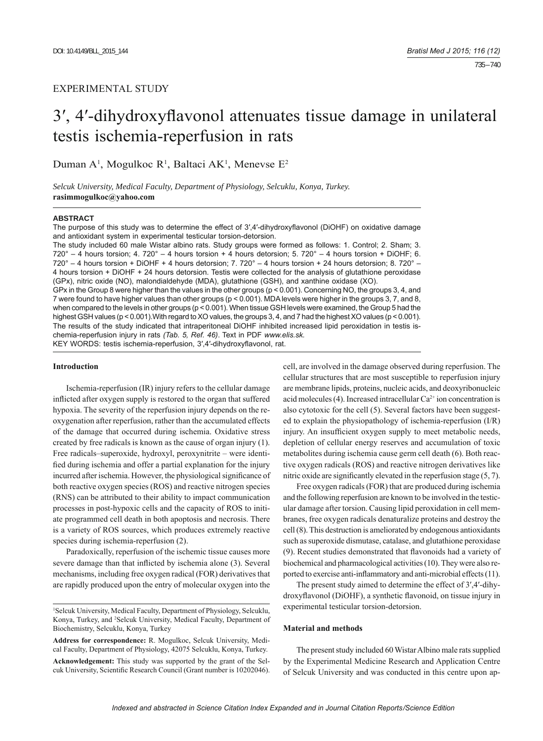EXPERIMENTAL STUDY

# 3′, 4′-dihydroxyflavonol attenuates tissue damage in unilateral testis ischemia-reperfusion in rats

Duman A[1], Mogulkoc R[1], Baltaci AK[1], Menevse E[2]

*Selcuk University, Medical Faculty, Department of Physiology, Selcuklu, Konya, Turkey.*
**rasimmogulkoc@yahoo.com**

**ABSTRACT**

The purpose of this study was to determine the effect of 3′,4′-dihydroxyflavonol (DiOHF) on oxidative damage and antioxidant system in experimental testicular torsion-detorsion.

The study included 60 male Wistar albino rats. Study groups were formed as follows: 1. Control; 2. Sham; 3. 720° – 4 hours torsion; 4. 720° – 4 hours torsion + 4 hours detorsion; 5. 720° – 4 hours torsion + DiOHF; 6. 720° – 4 hours torsion + DiOHF + 4 hours detorsion; 7. 720° – 4 hours torsion + 24 hours detorsion; 8. 720° – 4 hours torsion + DiOHF + 24 hours detorsion. Testis were collected for the analysis of glutathione peroxidase (GPx), nitric oxide (NO), malondialdehyde (MDA), glutathione (GSH), and xanthine oxidase (XO).

GPx in the Group 8 were higher than the values in the other groups ($p < 0.001$). Concerning NO, the groups 3, 4, and 7 were found to have higher values than other groups ($p < 0.001$). MDA levels were higher in the groups 3, 7, and 8, when compared to the levels in other groups ($p < 0.001$). When tissue GSH levels were examined, the Group 5 had the highest GSH values ($p < 0.001$). With regard to XO values, the groups 3, 4, and 7 had the highest XO values ($p < 0.001$).

The results of the study indicated that intraperitoneal DiOHF inhibited increased lipid peroxidation in testis ischemia-reperfusion injury in rats *(Tab. 5, Ref. 46)*. Text in PDF *www.elis.sk.*

KEY WORDS: testis ischemia-reperfusion, 3′,4′-dihydroxyflavonol, rat.

## Introduction

Ischemia-reperfusion (IR) injury refers to the cellular damage inflicted after oxygen supply is restored to the organ that suffered hypoxia. The severity of the reperfusion injury depends on the reoxygenation after reperfusion, rather than the accumulated effects of the damage that occurred during ischemia. Oxidative stress created by free radicals is known as the cause of organ injury (1). Free radicals–superoxide, hydroxyl, peroxynitrite – were identified during ischemia and offer a partial explanation for the injury incurred after ischemia. However, the physiological significance of both reactive oxygen species (ROS) and reactive nitrogen species (RNS) can be attributed to their ability to impact communication processes in post-hypoxic cells and the capacity of ROS to initiate programmed cell death in both apoptosis and necrosis. There is a variety of ROS sources, which produces extremely reactive species during ischemia-reperfusion (2).

Paradoxically, reperfusion of the ischemic tissue causes more severe damage than that inflicted by ischemia alone (3). Several mechanisms, including free oxygen radical (FOR) derivatives that are rapidly produced upon the entry of molecular oxygen into the cell, are involved in the damage observed during reperfusion. The cellular structures that are most susceptible to reperfusion injury are membrane lipids, proteins, nucleic acids, and deoxyribonucleic acid molecules (4). Increased intracellular $Ca^{2+}$ ion concentration is also cytotoxic for the cell (5). Several factors have been suggested to explain the physiopathology of ischemia-reperfusion (I/R) injury. An insufficient oxygen supply to meet metabolic needs, depletion of cellular energy reserves and accumulation of toxic metabolites during ischemia cause germ cell death (6). Both reactive oxygen radicals (ROS) and reactive nitrogen derivatives like nitric oxide are significantly elevated in the reperfusion stage (5, 7).

Free oxygen radicals (FOR) that are produced during ischemia and the following reperfusion are known to be involved in the testicular damage after torsion. Causing lipid peroxidation in cell membranes, free oxygen radicals denaturalize proteins and destroy the cell (8). This destruction is ameliorated by endogenous antioxidants such as superoxide dismutase, catalase, and glutathione peroxidase (9). Recent studies demonstrated that flavonoids had a variety of biochemical and pharmacological activities (10). They were also reported to exercise anti-inflammatory and anti-microbial effects (11).

The present study aimed to determine the effect of 3′,4′-dihydroxyflavonol (DiOHF), a synthetic flavonoid, on tissue injury in experimental testicular torsion-detorsion.

## Material and methods

The present study included 60 Wistar Albino male rats supplied by the Experimental Medicine Research and Application Centre of Selcuk University and was conducted in this centre upon ap-

[1]Selcuk University, Medical Faculty, Department of Physiology, Selcuklu, Konya, Turkey, and [2]Selcuk University, Medical Faculty, Department of Biochemistry, Selcuklu, Konya, Turkey

**Address for correspondence:** R. Mogulkoc, Selcuk University, Medical Faculty, Department of Physiology, 42075 Selcuklu, Konya, Turkey.

**Acknowledgement:** This study was supported by the grant of the Selcuk University, Scientific Research Council (Grant number is 10202046).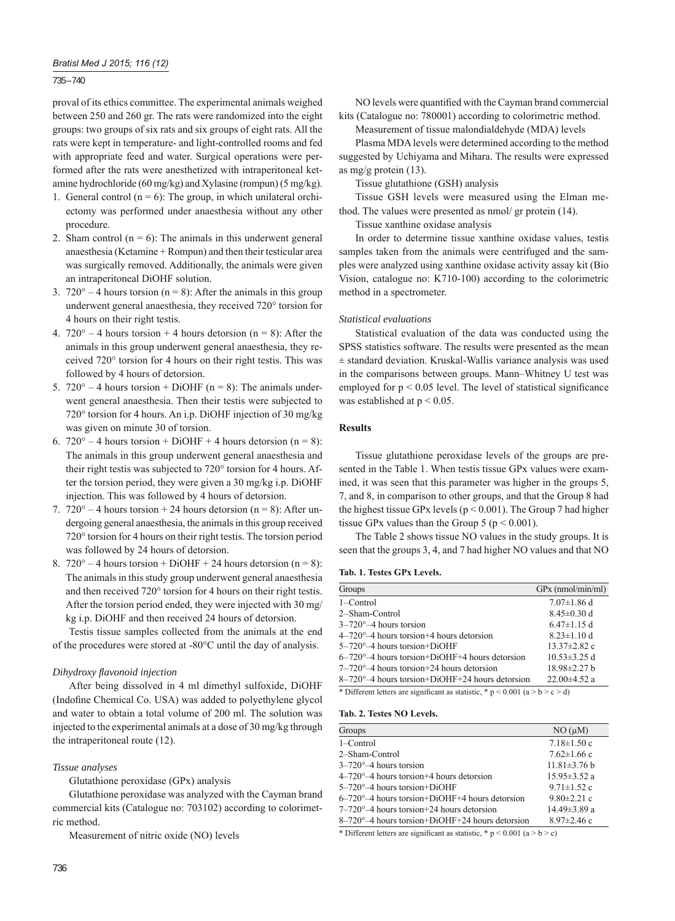proval of its ethics committee. The experimental animals weighed between 250 and 260 gr. The rats were randomized into the eight groups: two groups of six rats and six groups of eight rats. All the rats were kept in temperature- and light-controlled rooms and fed with appropriate feed and water. Surgical operations were performed after the rats were anesthetized with intraperitoneal ketamine hydrochloride (60 mg/kg) and Xylasine (rompun) (5 mg/kg).

1. General control (n = 6): The group, in which unilateral orchiectomy was performed under anaesthesia without any other procedure.
2. Sham control (n = 6): The animals in this underwent general anaesthesia (Ketamine + Rompun) and then their testicular area was surgically removed. Additionally, the animals were given an intraperitoneal DiOHF solution.
3. 720° – 4 hours torsion (n = 8): After the animals in this group underwent general anaesthesia, they received 720° torsion for 4 hours on their right testis.
4. 720° – 4 hours torsion + 4 hours detorsion (n = 8): After the animals in this group underwent general anaesthesia, they received 720° torsion for 4 hours on their right testis. This was followed by 4 hours of detorsion.
5. 720° – 4 hours torsion + DiOHF (n = 8): The animals underwent general anaesthesia. Then their testis were subjected to 720° torsion for 4 hours. An i.p. DiOHF injection of 30 mg/kg was given on minute 30 of torsion.
6. 720° – 4 hours torsion + DiOHF + 4 hours detorsion (n = 8): The animals in this group underwent general anaesthesia and their right testis was subjected to 720° torsion for 4 hours. After the torsion period, they were given a 30 mg/kg i.p. DiOHF injection. This was followed by 4 hours of detorsion.
7. 720° – 4 hours torsion + 24 hours detorsion (n = 8): After undergoing general anaesthesia, the animals in this group received 720° torsion for 4 hours on their right testis. The torsion period was followed by 24 hours of detorsion.
8. 720° – 4 hours torsion + DiOHF + 24 hours detorsion (n = 8): The animals in this study group underwent general anaesthesia and then received 720° torsion for 4 hours on their right testis. After the torsion period ended, they were injected with 30 mg/kg i.p. DiOHF and then received 24 hours of detorsion.

Testis tissue samples collected from the animals at the end of the procedures were stored at -80°C until the day of analysis.

*Dihydroxy flavonoid injection*

After being dissolved in 4 ml dimethyl sulfoxide, DiOHF (Indofine Chemical Co. USA) was added to polyethylene glycol and water to obtain a total volume of 200 ml. The solution was injected to the experimental animals at a dose of 30 mg/kg through the intraperitoneal route (12).

*Tissue analyses*

Glutathione peroxidase (GPx) analysis

Glutathione peroxidase was analyzed with the Cayman brand commercial kits (Catalogue no: 703102) according to colorimetric method.

Measurement of nitric oxide (NO) levels

NO levels were quantified with the Cayman brand commercial kits (Catalogue no: 780001) according to colorimetric method.

Measurement of tissue malondialdehyde (MDA) levels

Plasma MDA levels were determined according to the method suggested by Uchiyama and Mihara. The results were expressed as mg/g protein (13).

Tissue glutathione (GSH) analysis

Tissue GSH levels were measured using the Elman method. The values were presented as nmol/ gr protein (14).

Tissue xanthine oxidase analysis

In order to determine tissue xanthine oxidase values, testis samples taken from the animals were centrifuged and the samples were analyzed using xanthine oxidase activity assay kit (Bio Vision, catalogue no: K710-100) according to the colorimetric method in a spectrometer.

*Statistical evaluations*

Statistical evaluation of the data was conducted using the SPSS statistics software. The results were presented as the mean ± standard deviation. Kruskal-Wallis variance analysis was used in the comparisons between groups. Mann–Whitney U test was employed for $p < 0.05$ level. The level of statistical significance was established at $p < 0.05$.

## Results

Tissue glutathione peroxidase levels of the groups are presented in the Table 1. When testis tissue GPx values were examined, it was seen that this parameter was higher in the groups 5, 7, and 8, in comparison to other groups, and that the Group 8 had the highest tissue GPx levels ($p < 0.001$). The Group 7 had higher tissue GPx values than the Group 5 ($p < 0.001$).

The Table 2 shows tissue NO values in the study groups. It is seen that the groups 3, 4, and 7 had higher NO values and that NO

**Tab. 1. Testes GPx Levels.**

| Groups | GPx (nmol/min/ml) |
|---|---|
| 1–Control | 7.07±1.86 d |
| 2–Sham-Control | 8.45±0.30 d |
| 3–720°–4 hours torsion | 6.47±1.15 d |
| 4–720°–4 hours torsion+4 hours detorsion | 8.23±1.10 d |
| 5–720°–4 hours torsion+DiOHF | 13.37±2.82 c |
| 6–720°–4 hours torsion+DiOHF+4 hours detorsion | 10.53±3.25 d |
| 7–720°–4 hours torsion+24 hours detorsion | 18.98±2.27 b |
| 8–720°–4 hours torsion+DiOHF+24 hours detorsion | 22.00±4.52 a |

\* Different letters are significant as statistic, * $p < 0.001$ (a > b > c > d)

**Tab. 2. Testes NO Levels.**

| Groups | NO (μM) |
|---|---|
| 1–Control | 7.18±1.50 c |
| 2–Sham-Control | 7.62±1.66 c |
| 3–720°–4 hours torsion | 11.81±3.76 b |
| 4–720°–4 hours torsion+4 hours detorsion | 15.95±3.52 a |
| 5–720°–4 hours torsion+DiOHF | 9.71±1.52 c |
| 6–720°–4 hours torsion+DiOHF+4 hours detorsion | 9.80±2.21 c |
| 7–720°–4 hours torsion+24 hours detorsion | 14.49±3.89 a |
| 8–720°–4 hours torsion+DiOHF+24 hours detorsion | 8.97±2.46 c |

\* Different letters are significant as statistic, * $p < 0.001$ (a > b > c)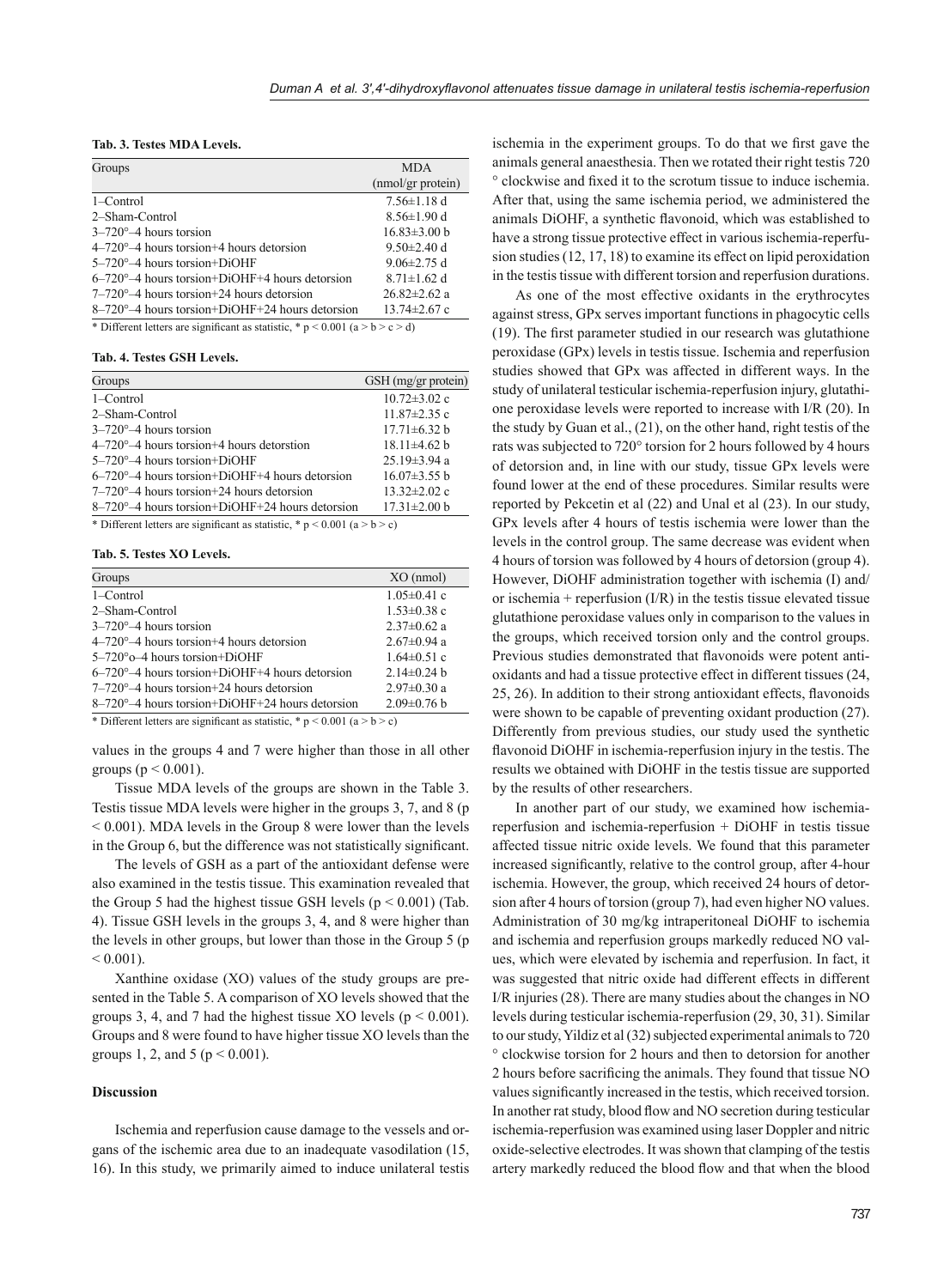**Tab. 3. Testes MDA Levels.**

| Groups | MDA (nmol/gr protein) |
|---|---|
| 1–Control | 7.56±1.18 d |
| 2–Sham-Control | 8.56±1.90 d |
| 3–720°–4 hours torsion | 16.83±3.00 b |
| 4–720°–4 hours torsion+4 hours detorsion | 9.50±2.40 d |
| 5–720°–4 hours torsion+DiOHF | 9.06±2.75 d |
| 6–720°–4 hours torsion+DiOHF+4 hours detorsion | 8.71±1.62 d |
| 7–720°–4 hours torsion+24 hours detorsion | 26.82±2.62 a |
| 8–720°–4 hours torsion+DiOHF+24 hours detorsion | 13.74±2.67 c |

* Different letters are significant as statistic, * $p < 0.001$ (a > b > c > d)

**Tab. 4. Testes GSH Levels.**

| Groups | GSH (mg/gr protein) |
|---|---|
| 1–Control | 10.72±3.02 c |
| 2–Sham-Control | 11.87±2.35 c |
| 3–720°–4 hours torsion | 17.71±6.32 b |
| 4–720°–4 hours torsion+4 hours detorstion | 18.11±4.62 b |
| 5–720°–4 hours torsion+DiOHF | 25.19±3.94 a |
| 6–720°–4 hours torsion+DiOHF+4 hours detorsion | 16.07±3.55 b |
| 7–720°–4 hours torsion+24 hours detorsion | 13.32±2.02 c |
| 8–720°–4 hours torsion+DiOHF+24 hours detorsion | 17.31±2.00 b |

* Different letters are significant as statistic, * $p < 0.001$ (a > b > c)

**Tab. 5. Testes XO Levels.**

| Groups | XO (nmol) |
|---|---|
| 1–Control | 1.05±0.41 c |
| 2–Sham-Control | 1.53±0.38 c |
| 3–720°–4 hours torsion | 2.37±0.62 a |
| 4–720°–4 hours torsion+4 hours detorsion | 2.67±0.94 a |
| 5–720°o–4 hours torsion+DiOHF | 1.64±0.51 c |
| 6–720°–4 hours torsion+DiOHF+4 hours detorsion | 2.14±0.24 b |
| 7–720°–4 hours torsion+24 hours detorsion | 2.97±0.30 a |
| 8–720°–4 hours torsion+DiOHF+24 hours detorsion | 2.09±0.76 b |

* Different letters are significant as statistic, * $p < 0.001$ (a > b > c)

values in the groups 4 and 7 were higher than those in all other groups ($p < 0.001$).

Tissue MDA levels of the groups are shown in the Table 3. Testis tissue MDA levels were higher in the groups 3, 7, and 8 ($p < 0.001$). MDA levels in the Group 8 were lower than the levels in the Group 6, but the difference was not statistically significant.

The levels of GSH as a part of the antioxidant defense were also examined in the testis tissue. This examination revealed that the Group 5 had the highest tissue GSH levels ($p < 0.001$) (Tab. 4). Tissue GSH levels in the groups 3, 4, and 8 were higher than the levels in other groups, but lower than those in the Group 5 ($p < 0.001$).

Xanthine oxidase (XO) values of the study groups are presented in the Table 5. A comparison of XO levels showed that the groups 3, 4, and 7 had the highest tissue XO levels ($p < 0.001$). Groups and 8 were found to have higher tissue XO levels than the groups 1, 2, and 5 ($p < 0.001$).

## Discussion

Ischemia and reperfusion cause damage to the vessels and organs of the ischemic area due to an inadequate vasodilation (15, 16). In this study, we primarily aimed to induce unilateral testis ischemia in the experiment groups. To do that we first gave the animals general anaesthesia. Then we rotated their right testis 720 ° clockwise and fixed it to the scrotum tissue to induce ischemia. After that, using the same ischemia period, we administered the animals DiOHF, a synthetic flavonoid, which was established to have a strong tissue protective effect in various ischemia-reperfusion studies (12, 17, 18) to examine its effect on lipid peroxidation in the testis tissue with different torsion and reperfusion durations.

As one of the most effective oxidants in the erythrocytes against stress, GPx serves important functions in phagocytic cells (19). The first parameter studied in our research was glutathione peroxidase (GPx) levels in testis tissue. Ischemia and reperfusion studies showed that GPx was affected in different ways. In the study of unilateral testicular ischemia-reperfusion injury, glutathione peroxidase levels were reported to increase with I/R (20). In the study by Guan et al., (21), on the other hand, right testis of the rats was subjected to 720° torsion for 2 hours followed by 4 hours of detorsion and, in line with our study, tissue GPx levels were found lower at the end of these procedures. Similar results were reported by Pekcetin et al (22) and Unal et al (23). In our study, GPx levels after 4 hours of testis ischemia were lower than the levels in the control group. The same decrease was evident when 4 hours of torsion was followed by 4 hours of detorsion (group 4). However, DiOHF administration together with ischemia (I) and/or ischemia + reperfusion (I/R) in the testis tissue elevated tissue glutathione peroxidase values only in comparison to the values in the groups, which received torsion only and the control groups. Previous studies demonstrated that flavonoids were potent antioxidants and had a tissue protective effect in different tissues (24, 25, 26). In addition to their strong antioxidant effects, flavonoids were shown to be capable of preventing oxidant production (27). Differently from previous studies, our study used the synthetic flavonoid DiOHF in ischemia-reperfusion injury in the testis. The results we obtained with DiOHF in the testis tissue are supported by the results of other researchers.

In another part of our study, we examined how ischemia-reperfusion and ischemia-reperfusion + DiOHF in testis tissue affected tissue nitric oxide levels. We found that this parameter increased significantly, relative to the control group, after 4-hour ischemia. However, the group, which received 24 hours of detorsion after 4 hours of torsion (group 7), had even higher NO values. Administration of 30 mg/kg intraperitoneal DiOHF to ischemia and ischemia and reperfusion groups markedly reduced NO values, which were elevated by ischemia and reperfusion. In fact, it was suggested that nitric oxide had different effects in different I/R injuries (28). There are many studies about the changes in NO levels during testicular ischemia-reperfusion (29, 30, 31). Similar to our study, Yildiz et al (32) subjected experimental animals to 720 ° clockwise torsion for 2 hours and then to detorsion for another 2 hours before sacrificing the animals. They found that tissue NO values significantly increased in the testis, which received torsion. In another rat study, blood flow and NO secretion during testicular ischemia-reperfusion was examined using laser Doppler and nitric oxide-selective electrodes. It was shown that clamping of the testis artery markedly reduced the blood flow and that when the blood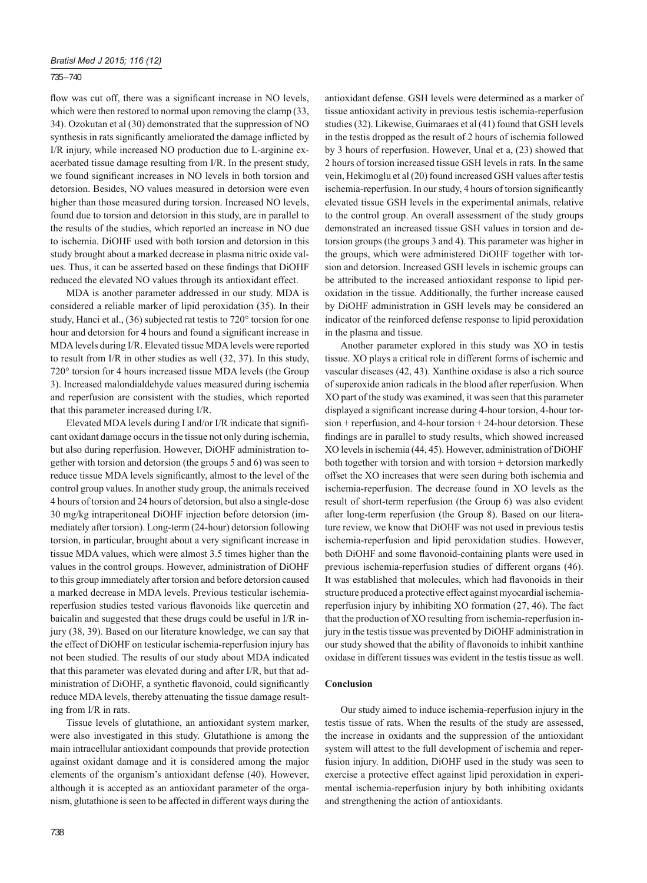flow was cut off, there was a significant increase in NO levels, which were then restored to normal upon removing the clamp (33, 34). Ozokutan et al (30) demonstrated that the suppression of NO synthesis in rats significantly ameliorated the damage inflicted by I/R injury, while increased NO production due to L-arginine exacerbated tissue damage resulting from I/R. In the present study, we found significant increases in NO levels in both torsion and detorsion. Besides, NO values measured in detorsion were even higher than those measured during torsion. Increased NO levels, found due to torsion and detorsion in this study, are in parallel to the results of the studies, which reported an increase in NO due to ischemia. DiOHF used with both torsion and detorsion in this study brought about a marked decrease in plasma nitric oxide values. Thus, it can be asserted based on these findings that DiOHF reduced the elevated NO values through its antioxidant effect.

MDA is another parameter addressed in our study. MDA is considered a reliable marker of lipid peroxidation (35). In their study, Hanci et al., (36) subjected rat testis to 720° torsion for one hour and detorsion for 4 hours and found a significant increase in MDA levels during I/R. Elevated tissue MDA levels were reported to result from I/R in other studies as well (32, 37). In this study, 720° torsion for 4 hours increased tissue MDA levels (the Group 3). Increased malondialdehyde values measured during ischemia and reperfusion are consistent with the studies, which reported that this parameter increased during I/R.

Elevated MDA levels during I and/or I/R indicate that significant oxidant damage occurs in the tissue not only during ischemia, but also during reperfusion. However, DiOHF administration together with torsion and detorsion (the groups 5 and 6) was seen to reduce tissue MDA levels significantly, almost to the level of the control group values. In another study group, the animals received 4 hours of torsion and 24 hours of detorsion, but also a single-dose 30 mg/kg intraperitoneal DiOHF injection before detorsion (immediately after torsion). Long-term (24-hour) detorsion following torsion, in particular, brought about a very significant increase in tissue MDA values, which were almost 3.5 times higher than the values in the control groups. However, administration of DiOHF to this group immediately after torsion and before detorsion caused a marked decrease in MDA levels. Previous testicular ischemia-reperfusion studies tested various flavonoids like quercetin and baicalin and suggested that these drugs could be useful in I/R injury (38, 39). Based on our literature knowledge, we can say that the effect of DiOHF on testicular ischemia-reperfusion injury has not been studied. The results of our study about MDA indicated that this parameter was elevated during and after I/R, but that administration of DiOHF, a synthetic flavonoid, could significantly reduce MDA levels, thereby attenuating the tissue damage resulting from I/R in rats.

Tissue levels of glutathione, an antioxidant system marker, were also investigated in this study. Glutathione is among the main intracellular antioxidant compounds that provide protection against oxidant damage and it is considered among the major elements of the organism's antioxidant defense (40). However, although it is accepted as an antioxidant parameter of the organism, glutathione is seen to be affected in different ways during the antioxidant defense. GSH levels were determined as a marker of tissue antioxidant activity in previous testis ischemia-reperfusion studies (32). Likewise, Guimaraes et al (41) found that GSH levels in the testis dropped as the result of 2 hours of ischemia followed by 3 hours of reperfusion. However, Unal et a, (23) showed that 2 hours of torsion increased tissue GSH levels in rats. In the same vein, Hekimoglu et al (20) found increased GSH values after testis ischemia-reperfusion. In our study, 4 hours of torsion significantly elevated tissue GSH levels in the experimental animals, relative to the control group. An overall assessment of the study groups demonstrated an increased tissue GSH values in torsion and detorsion groups (the groups 3 and 4). This parameter was higher in the groups, which were administered DiOHF together with torsion and detorsion. Increased GSH levels in ischemic groups can be attributed to the increased antioxidant response to lipid peroxidation in the tissue. Additionally, the further increase caused by DiOHF administration in GSH levels may be considered an indicator of the reinforced defense response to lipid peroxidation in the plasma and tissue.

Another parameter explored in this study was XO in testis tissue. XO plays a critical role in different forms of ischemic and vascular diseases (42, 43). Xanthine oxidase is also a rich source of superoxide anion radicals in the blood after reperfusion. When XO part of the study was examined, it was seen that this parameter displayed a significant increase during 4-hour torsion, 4-hour torsion + reperfusion, and 4-hour torsion + 24-hour detorsion. These findings are in parallel to study results, which showed increased XO levels in ischemia (44, 45). However, administration of DiOHF both together with torsion and with torsion + detorsion markedly offset the XO increases that were seen during both ischemia and ischemia-reperfusion. The decrease found in XO levels as the result of short-term reperfusion (the Group 6) was also evident after long-term reperfusion (the Group 8). Based on our literature review, we know that DiOHF was not used in previous testis ischemia-reperfusion and lipid peroxidation studies. However, both DiOHF and some flavonoid-containing plants were used in previous ischemia-reperfusion studies of different organs (46). It was established that molecules, which had flavonoids in their structure produced a protective effect against myocardial ischemia-reperfusion injury by inhibiting XO formation (27, 46). The fact that the production of XO resulting from ischemia-reperfusion injury in the testis tissue was prevented by DiOHF administration in our study showed that the ability of flavonoids to inhibit xanthine oxidase in different tissues was evident in the testis tissue as well.

## Conclusion

Our study aimed to induce ischemia-reperfusion injury in the testis tissue of rats. When the results of the study are assessed, the increase in oxidants and the suppression of the antioxidant system will attest to the full development of ischemia and reperfusion injury. In addition, DiOHF used in the study was seen to exercise a protective effect against lipid peroxidation in experimental ischemia-reperfusion injury by both inhibiting oxidants and strengthening the action of antioxidants.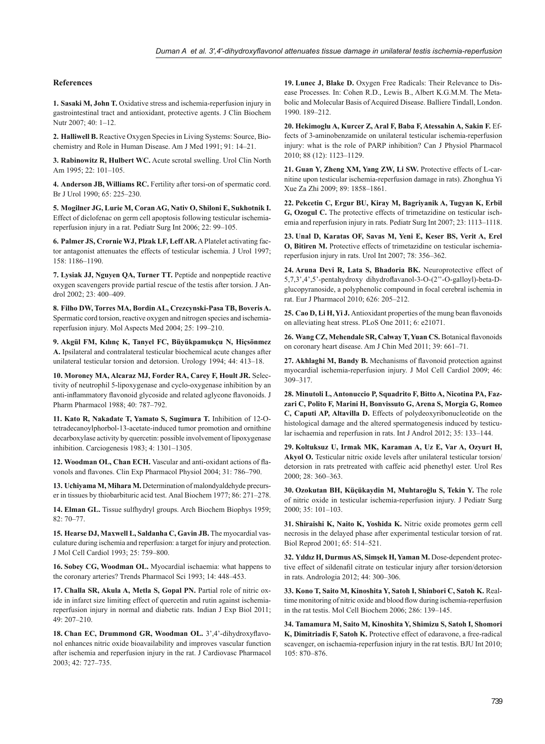## References

**1. Sasaki M, John T.** Oxidative stress and ischemia-reperfusion injury in gastrointestinal tract and antioxidant, protective agents. J Clin Biochem Nutr 2007; 40: 1–12.

**2. Halliwell B.** Reactive Oxygen Species in Living Systems: Source, Biochemistry and Role in Human Disease. Am J Med 1991; 91: 14–21.

**3. Rabinowitz R, Hulbert WC.** Acute scrotal swelling. Urol Clin North Am 1995; 22: 101–105.

**4. Anderson JB, Williams RC.** Fertility after torsi-on of spermatic cord. Br J Urol 1990; 65: 225–230.

**5. Mogilner JG, Lurie M, Coran AG, Nativ O, Shiloni E, Sukhotnik I.** Effect of diclofenac on germ cell apoptosis following testicular ischemia-reperfusion injury in a rat. Pediatr Surg Int 2006; 22: 99–105.

**6. Palmer JS, Crornie WJ, Plzak LF, Leff AR.** A Platelet activating factor antagonist attenuates the effects of testicular ischemia. J Urol 1997; 158: 1186–1190.

**7. Lysiak JJ, Nguyen QA, Turner TT.** Peptide and nonpeptide reactive oxygen scavengers provide partial rescue of the testis after torsion. J Androl 2002; 23: 400–409.

**8. Filho DW, Torres MA, Bordin AL, Crezcynski-Pasa TB, Boveris A.** Spermatic cord torsion, reactive oxygen and nitrogen species and ischemia-reperfusion injury. Mol Aspects Med 2004; 25: 199–210.

**9. Akgül FM, Kılınç K, Tanyel FC, Büyükpamukçu N, Hiçsönmez A.** Ipsilateral and contralateral testicular biochemical acute changes after unilateral testicular torsion and detorsion. Urology 1994; 44: 413–18.

**10. Moroney MA, Alcaraz MJ, Forder RA, Carey F, Hoult JR.** Selectivity of neutrophil 5-lipoxygenase and cyclo-oxygenase inhibition by an anti-inflammatory flavonoid glycoside and related aglycone flavonoids. J Pharm Pharmacol 1988; 40: 787–792.

**11. Kato R, Nakadate T, Yamato S, Sugimura T.** Inhibition of 12-O-tetradecanoylphorbol-13-acetate-induced tumor promotion and ornithine decarboxylase activity by quercetin: possible involvement of lipoxygenase inhibition. Carciogenesis 1983; 4: 1301–1305.

**12. Woodman OL, Chan ECH.** Vascular and anti-oxidant actions of flavonols and flavones. Clin Exp Pharmacol Physiol 2004; 31: 786–790.

**13. Uchiyama M, Mihara M.** Determination of malondyaldehyde precurser in tissues by thiobarbituric acid test. Anal Biochem 1977; 86: 271–278.

**14. Elman GL.** Tissue sulfhydryl groups. Arch Biochem Biophys 1959; 82: 70–77.

**15. Hearse DJ, Maxwell L, Saldanha C, Gavin JB.** The myocardial vasculature during ischemia and reperfusion: a target for injury and protection. J Mol Cell Cardiol 1993; 25: 759–800.

**16. Sobey CG, Woodman OL.** Myocardial ischaemia: what happens to the coronary arteries? Trends Pharmacol Sci 1993; 14: 448–453.

**17. Challa SR, Akula A, Metla S, Gopal PN.** Partial role of nitric oxide in infarct size limiting effect of quercetin and rutin against ischemia-reperfusion injury in normal and diabetic rats. Indian J Exp Biol 2011; 49: 207–210.

**18. Chan EC, Drummond GR, Woodman OL.** 3',4'-dihydroxyflavonol enhances nitric oxide bioavailability and improves vascular function after ischemia and reperfusion injury in the rat. J Cardiovasc Pharmacol 2003; 42: 727–735.

**19. Lunec J, Blake D.** Oxygen Free Radicals: Their Relevance to Disease Processes. In: Cohen R.D., Lewis B., Albert K.G.M.M. The Metabolic and Molecular Basis of Acquired Disease. Balliere Tindall, London. 1990. 189–212.

**20. Hekimoglu A, Kurcer Z, Aral F, Baba F, Atessahin A, Sakin F.** Effects of 3-aminobenzamide on unilateral testicular ischemia-reperfusion injury: what is the role of PARP inhibition? Can J Physiol Pharmacol 2010; 88 (12): 1123–1129.

**21. Guan Y, Zheng XM, Yang ZW, Li SW.** Protective effects of L-carnitine upon testicular ischemia-reperfusion damage in rats). Zhonghua Yi Xue Za Zhi 2009; 89: 1858–1861.

**22. Pekcetin C, Ergur BU, Kiray M, Bagriyanik A, Tugyan K, Erbil G, Ozogul C.** The protective effects of trimetazidine on testicular ischemia and reperfusion injury in rats. Pediatr Surg Int 2007; 23: 1113–1118.

**23. Unal D, Karatas OF, Savas M, Yeni E, Keser BS, Verit A, Erel O, Bitiren M.** Protective effects of trimetazidine on testicular ischemia-reperfusion injury in rats. Urol Int 2007; 78: 356–362.

**24. Aruna Devi R, Lata S, Bhadoria BK.** Neuroprotective effect of 5,7,3',4',5'-pentahydroxy dihydroflavanol-3-O-(2''-O-galloyl)-beta-D-glucopyranoside, a polyphenolic compound in focal cerebral ischemia in rat. Eur J Pharmacol 2010; 626: 205–212.

**25. Cao D, Li H, Yi J.** Antioxidant properties of the mung bean flavonoids on alleviating heat stress. PLoS One 2011; 6: e21071.

**26. Wang CZ, Mehendale SR, Calway T, Yuan CS.** Botanical flavonoids on coronary heart disease. Am J Chin Med 2011; 39: 661–71.

**27. Akhlaghi M, Bandy B.** Mechanisms of flavonoid protection against myocardial ischemia-reperfusion injury. J Mol Cell Cardiol 2009; 46: 309–317.

**28. Minutoli L, Antonuccio P, Squadrito F, Bitto A, Nicotina PA, Fazzari C, Polito F, Marini H, Bonvissuto G, Arena S, Morgia G, Romeo C, Caputi AP, Altavilla D.** Effects of polydeoxyribonucleotide on the histological damage and the altered spermatogenesis induced by testicular ischaemia and reperfusion in rats. Int J Androl 2012; 35: 133–144.

**29. Koltuksuz U, Irmak MK, Karaman A, Uz E, Var A, Ozyurt H, Akyol O.** Testicular nitric oxide levels after unilateral testicular torsion/detorsion in rats pretreated with caffeic acid phenethyl ester. Urol Res 2000; 28: 360–363.

**30. Ozokutan BH, Küçükaydin M, Muhtaroğlu S, Tekin Y.** The role of nitric oxide in testicular ischemia-reperfusion injury. J Pediatr Surg 2000; 35: 101–103.

**31. Shiraishi K, Naito K, Yoshida K.** Nitric oxide promotes germ cell necrosis in the delayed phase after experimental testicular torsion of rat. Biol Reprod 2001; 65: 514–521.

**32. Yıldız H, Durmus AS, Simşek H, Yaman M.** Dose-dependent protective effect of sildenafil citrate on testicular injury after torsion/detorsion in rats. Andrologia 2012; 44: 300–306.

**33. Kono T, Saito M, Kinoshita Y, Satoh I, Shinbori C, Satoh K.** Real-time monitoring of nitric oxide and blood flow during ischemia-reperfusion in the rat testis. Mol Cell Biochem 2006; 286: 139–145.

**34. Tamamura M, Saito M, Kinoshita Y, Shimizu S, Satoh I, Shomori K, Dimitriadis F, Satoh K.** Protective effect of edaravone, a free-radical scavenger, on ischaemia-reperfusion injury in the rat testis. BJU Int 2010; 105: 870–876.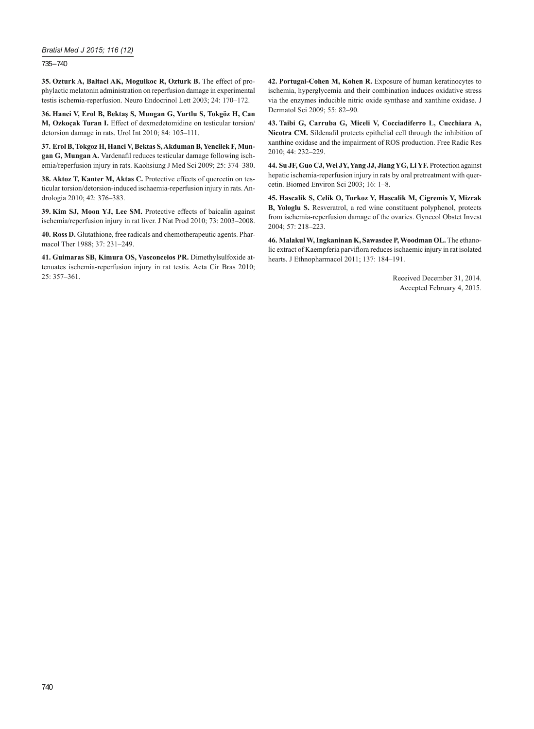**35. Ozturk A, Baltaci AK, Mogulkoc R, Ozturk B.** The effect of prophylactic melatonin administration on reperfusion damage in experimental testis ischemia-reperfusion. Neuro Endocrinol Lett 2003; 24: 170–172.

**36. Hanci V, Erol B, Bektaş S, Mungan G, Yurtlu S, Tokgöz H, Can M, Ozkoçak Turan I.** Effect of dexmedetomidine on testicular torsion/detorsion damage in rats. Urol Int 2010; 84: 105–111.

**37. Erol B, Tokgoz H, Hanci V, Bektas S, Akduman B, Yencilek F, Mungan G, Mungan A.** Vardenafil reduces testicular damage following ischemia/reperfusion injury in rats. Kaohsiung J Med Sci 2009; 25: 374–380.

**38. Aktoz T, Kanter M, Aktas C.** Protective effects of quercetin on testicular torsion/detorsion-induced ischaemia-reperfusion injury in rats. Andrologia 2010; 42: 376–383.

**39. Kim SJ, Moon YJ, Lee SM.** Protective effects of baicalin against ischemia/reperfusion injury in rat liver. J Nat Prod 2010; 73: 2003–2008.

**40. Ross D.** Glutathione, free radicals and chemotherapeutic agents. Pharmacol Ther 1988; 37: 231–249.

**41. Guimaras SB, Kimura OS, Vasconcelos PR.** Dimethylsulfoxide attenuates ischemia-reperfusion injury in rat testis. Acta Cir Bras 2010; 25: 357–361.

**42. Portugal-Cohen M, Kohen R.** Exposure of human keratinocytes to ischemia, hyperglycemia and their combination induces oxidative stress via the enzymes inducible nitric oxide synthase and xanthine oxidase. J Dermatol Sci 2009; 55: 82–90.

**43. Taibi G, Carruba G, Miceli V, Cocciadiferro L, Cucchiara A, Nicotra CM.** Sildenafil protects epithelial cell through the inhibition of xanthine oxidase and the impairment of ROS production. Free Radic Res 2010; 44: 232–229.

**44. Su JF, Guo CJ, Wei JY, Yang JJ, Jiang YG, Li YF.** Protection against hepatic ischemia-reperfusion injury in rats by oral pretreatment with quercetin. Biomed Environ Sci 2003; 16: 1–8.

**45. Hascalik S, Celik O, Turkoz Y, Hascalik M, Cigremis Y, Mizrak B, Yologlu S.** Resveratrol, a red wine constituent polyphenol, protects from ischemia-reperfusion damage of the ovaries. Gynecol Obstet Invest 2004; 57: 218–223.

**46. Malakul W, Ingkaninan K, Sawasdee P, Woodman OL.** The ethanolic extract of Kaempferia parviflora reduces ischaemic injury in rat isolated hearts. J Ethnopharmacol 2011; 137: 184–191.

Received December 31, 2014.
Accepted February 4, 2015.